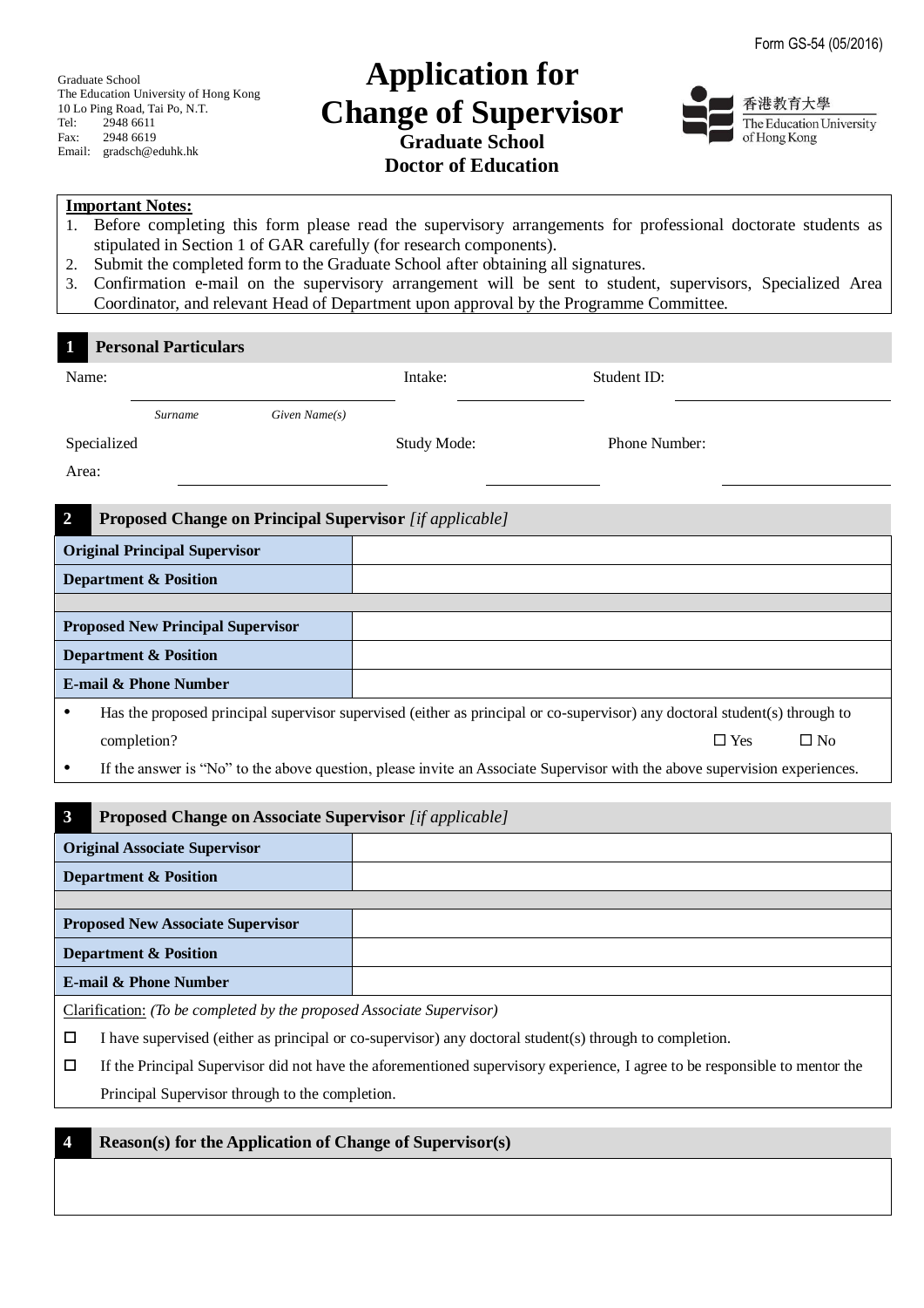Form GS-54 (05/2016)

Graduate School
The Education University of Hong Kong
10 Lo Ping Road, Tai Po, N.T.
Tel: 2948 6611
Fax: 2948 6619
Email: gradsch@eduhk.hk

# Application for Change of Supervisor

**Graduate School**
**Doctor of Education**

香港教育大學
The Education University of Hong Kong

**Important Notes:**

1. Before completing this form please read the supervisory arrangements for professional doctorate students as stipulated in Section 1 of GAR carefully (for research components).
2. Submit the completed form to the Graduate School after obtaining all signatures.
3. Confirmation e-mail on the supervisory arrangement will be sent to student, supervisors, Specialized Area Coordinator, and relevant Head of Department upon approval by the Programme Committee.

## 1 Personal Particulars

Name: ______________________ Intake: ____________ Student ID: ______________
*Surname* *Given Name(s)*

Specialized Area: ______________________ Study Mode: ____________ Phone Number: ______________

## 2 Proposed Change on Principal Supervisor *[if applicable]*

| | |
|---|---|
| **Original Principal Supervisor** | |
| **Department & Position** | |
| | |
| **Proposed New Principal Supervisor** | |
| **Department & Position** | |
| **E-mail & Phone Number** | |

- Has the proposed principal supervisor supervised (either as principal or co-supervisor) any doctoral student(s) through to completion? ☐ Yes ☐ No
- If the answer is "No" to the above question, please invite an Associate Supervisor with the above supervision experiences.

## 3 Proposed Change on Associate Supervisor *[if applicable]*

| | |
|---|---|
| **Original Associate Supervisor** | |
| **Department & Position** | |
| | |
| **Proposed New Associate Supervisor** | |
| **Department & Position** | |
| **E-mail & Phone Number** | |

Clarification: *(To be completed by the proposed Associate Supervisor)*

☐ I have supervised (either as principal or co-supervisor) any doctoral student(s) through to completion.

☐ If the Principal Supervisor did not have the aforementioned supervisory experience, I agree to be responsible to mentor the Principal Supervisor through to the completion.

## 4 Reason(s) for the Application of Change of Supervisor(s)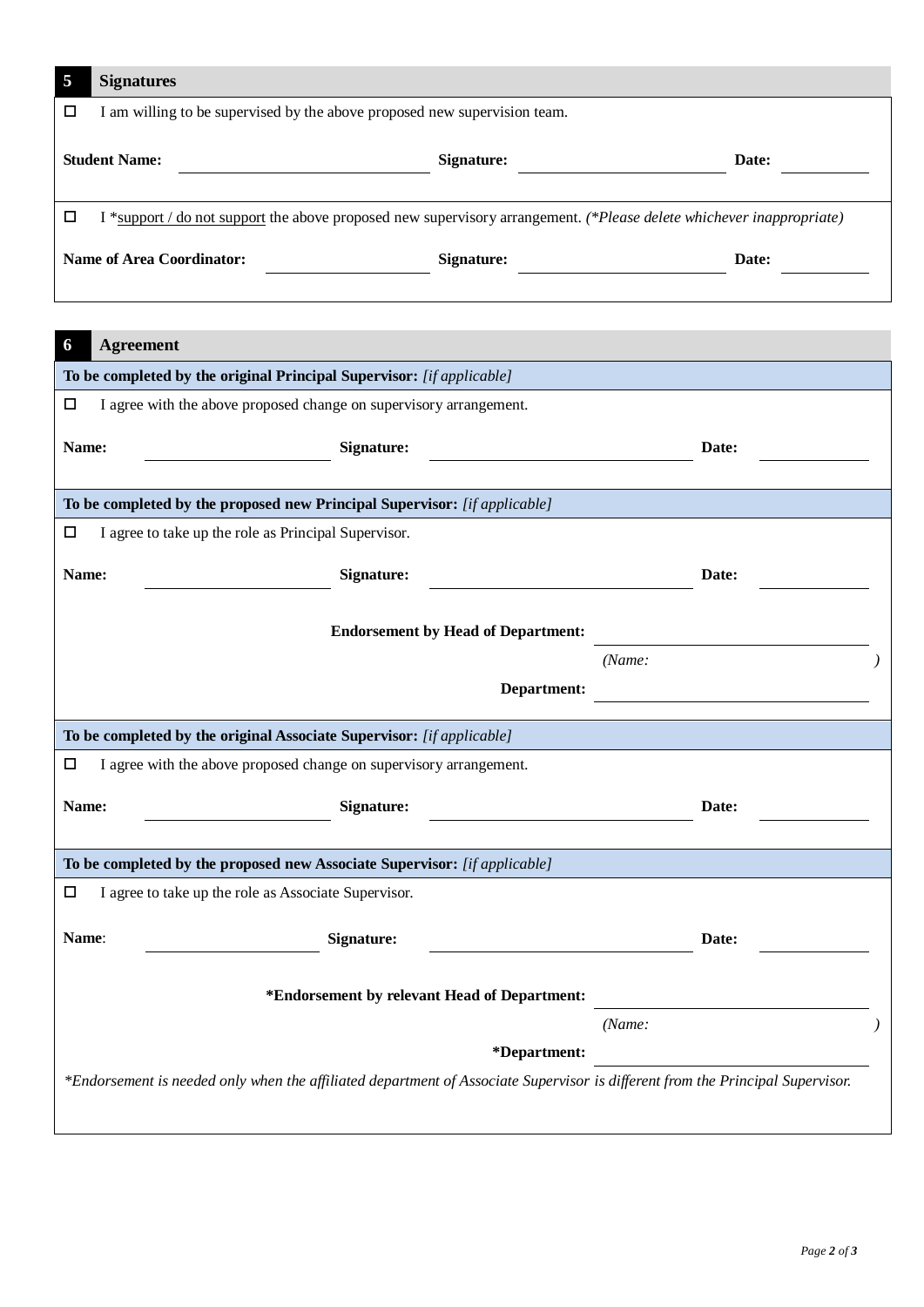## 5 Signatures

☐ I am willing to be supervised by the above proposed new supervision team.

**Student Name:** ______________________ **Signature:** ______________________ **Date:** __________

☐ I *support / do not support the above proposed new supervisory arrangement. *(*Please delete whichever inappropriate)*

**Name of Area Coordinator:** ______________________ **Signature:** ______________________ **Date:** __________

## 6 Agreement

**To be completed by the original Principal Supervisor:** *[if applicable]*

☐ I agree with the above proposed change on supervisory arrangement.

**Name:** ______________________ **Signature:** ______________________ **Date:** __________

**To be completed by the proposed new Principal Supervisor:** *[if applicable]*

☐ I agree to take up the role as Principal Supervisor.

**Name:** ______________________ **Signature:** ______________________ **Date:** __________

**Endorsement by Head of Department:** ______________________

*(Name:* ______________________ *)*

**Department:** ______________________

**To be completed by the original Associate Supervisor:** *[if applicable]*

☐ I agree with the above proposed change on supervisory arrangement.

**Name:** ______________________ **Signature:** ______________________ **Date:** __________

**To be completed by the proposed new Associate Supervisor:** *[if applicable]*

☐ I agree to take up the role as Associate Supervisor.

**Name**: ______________________ **Signature:** ______________________ **Date:** __________

**\*Endorsement by relevant Head of Department:** ______________________

*(Name:* ______________________ *)*

**\*Department:** ______________________

*\*Endorsement is needed only when the affiliated department of Associate Supervisor is different from the Principal Supervisor.*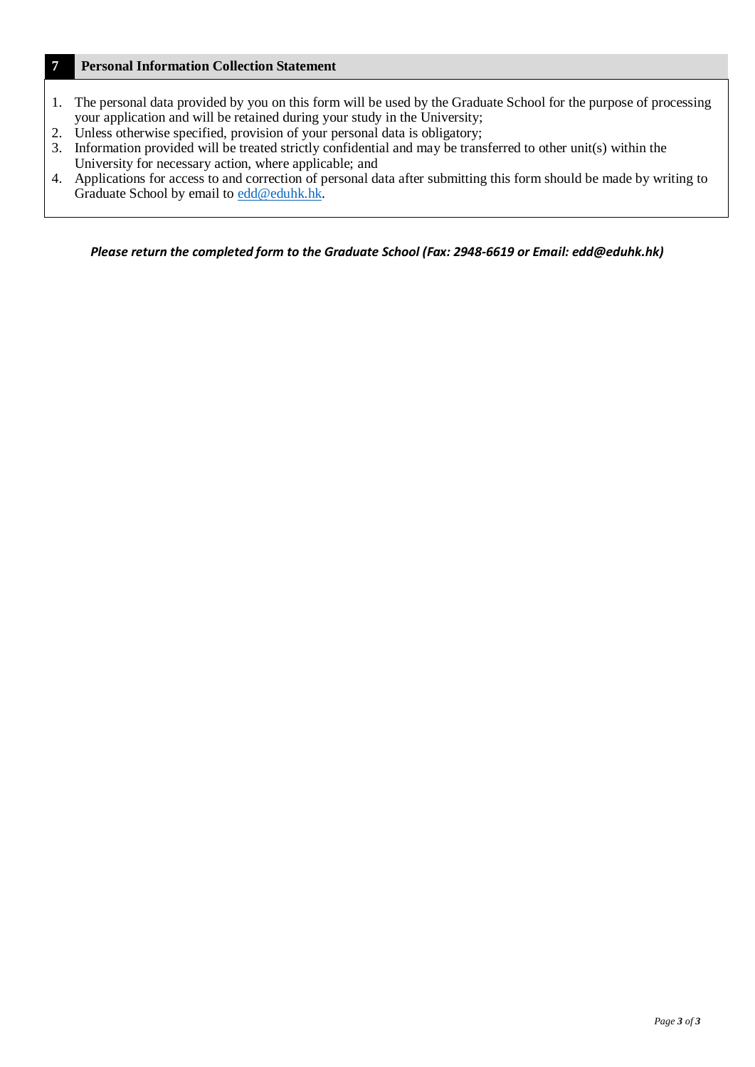## 7 Personal Information Collection Statement

1. The personal data provided by you on this form will be used by the Graduate School for the purpose of processing your application and will be retained during your study in the University;
2. Unless otherwise specified, provision of your personal data is obligatory;
3. Information provided will be treated strictly confidential and may be transferred to other unit(s) within the University for necessary action, where applicable; and
4. Applications for access to and correction of personal data after submitting this form should be made by writing to Graduate School by email to edd@eduhk.hk.

***Please return the completed form to the Graduate School (Fax: 2948-6619 or Email: edd@eduhk.hk)***